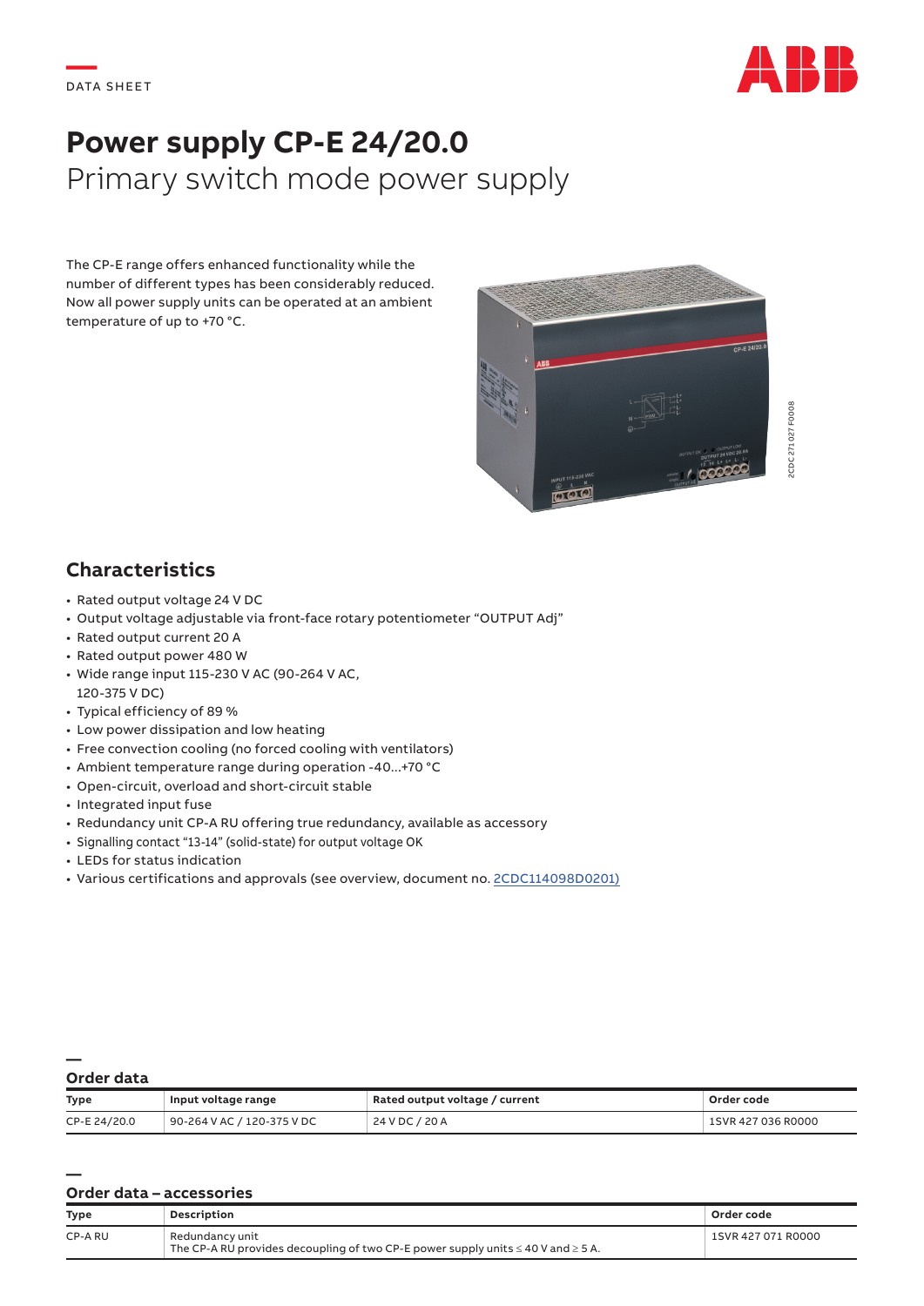DATA SHEET

# Power supply CP-E 24/20.0

Primary switch mode power supply

The CP-E range offers enhanced functionality while the number of different types has been considerably reduced. Now all power supply units can be operated at an ambient temperature of up to +70 °C.

2CDC 271 027 F0008

## Characteristics

- Rated output voltage 24 V DC
- Output voltage adjustable via front-face rotary potentiometer "OUTPUT Adj"
- Rated output current 20 A
- Rated output power 480 W
- Wide range input 115-230 V AC (90-264 V AC, 120-375 V DC)
- Typical efficiency of 89 %
- Low power dissipation and low heating
- Free convection cooling (no forced cooling with ventilators)
- Ambient temperature range during operation -40...+70 °C
- Open-circuit, overload and short-circuit stable
- Integrated input fuse
- Redundancy unit CP-A RU offering true redundancy, available as accessory
- Signalling contact "13-14" (solid-state) for output voltage OK
- LEDs for status indication
- Various certifications and approvals (see overview, document no. 2CDC114098D0201)

## Order data

| Type | Input voltage range | Rated output voltage / current | Order code |
|---|---|---|---|
| CP-E 24/20.0 | 90-264 V AC / 120-375 V DC | 24 V DC / 20 A | 1SVR 427 036 R0000 |

## Order data – accessories

| Type | Description | Order code |
|---|---|---|
| CP-A RU | Redundancy unit<br>The CP-A RU provides decoupling of two CP-E power supply units ≤ 40 V and ≥ 5 A. | 1SVR 427 071 R0000 |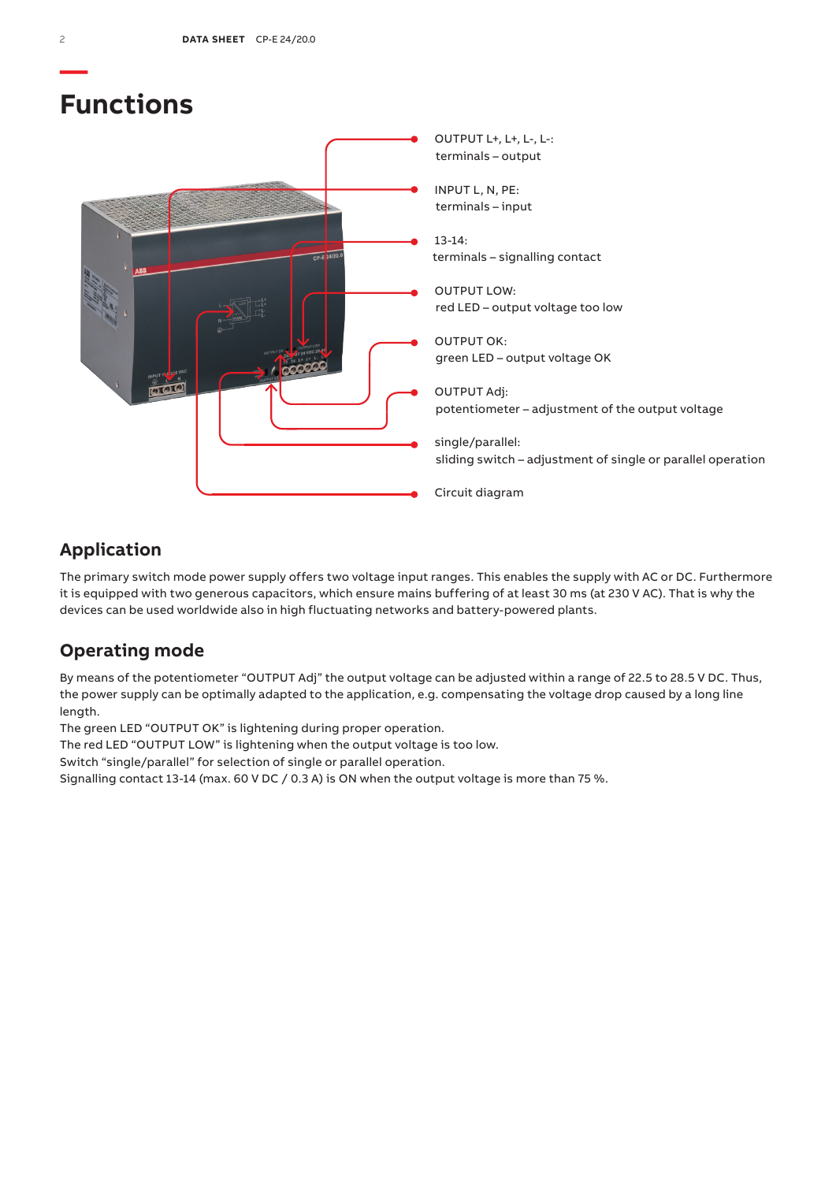# Functions

OUTPUT L+, L+, L-, L-:
terminals – output

INPUT L, N, PE:
terminals – input

13-14:
terminals – signalling contact

OUTPUT LOW:
red LED – output voltage too low

OUTPUT OK:
green LED – output voltage OK

OUTPUT Adj:
potentiometer – adjustment of the output voltage

single/parallel:
sliding switch – adjustment of single or parallel operation

Circuit diagram

## Application

The primary switch mode power supply offers two voltage input ranges. This enables the supply with AC or DC. Furthermore it is equipped with two generous capacitors, which ensure mains buffering of at least 30 ms (at 230 V AC). That is why the devices can be used worldwide also in high fluctuating networks and battery-powered plants.

## Operating mode

By means of the potentiometer “OUTPUT Adj” the output voltage can be adjusted within a range of 22.5 to 28.5 V DC. Thus, the power supply can be optimally adapted to the application, e.g. compensating the voltage drop caused by a long line length.
The green LED “OUTPUT OK” is lightening during proper operation.
The red LED “OUTPUT LOW” is lightening when the output voltage is too low.
Switch “single/parallel” for selection of single or parallel operation.
Signalling contact 13-14 (max. 60 V DC / 0.3 A) is ON when the output voltage is more than 75 %.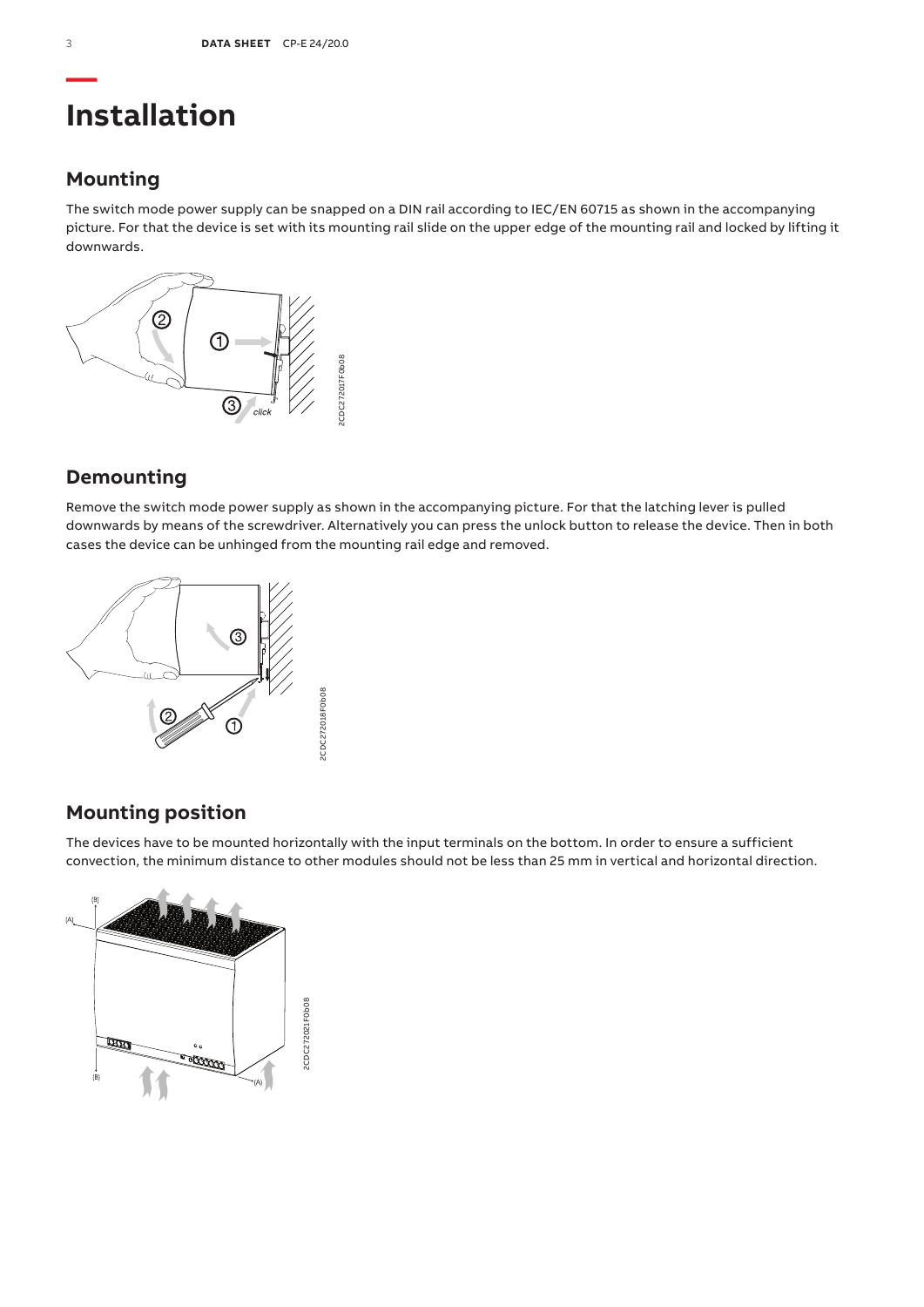# Installation

## Mounting

The switch mode power supply can be snapped on a DIN rail according to IEC/EN 60715 as shown in the accompanying picture. For that the device is set with its mounting rail slide on the upper edge of the mounting rail and locked by lifting it downwards.

## Demounting

Remove the switch mode power supply as shown in the accompanying picture. For that the latching lever is pulled downwards by means of the screwdriver. Alternatively you can press the unlock button to release the device. Then in both cases the device can be unhinged from the mounting rail edge and removed.

## Mounting position

The devices have to be mounted horizontally with the input terminals on the bottom. In order to ensure a sufficient convection, the minimum distance to other modules should not be less than 25 mm in vertical and horizontal direction.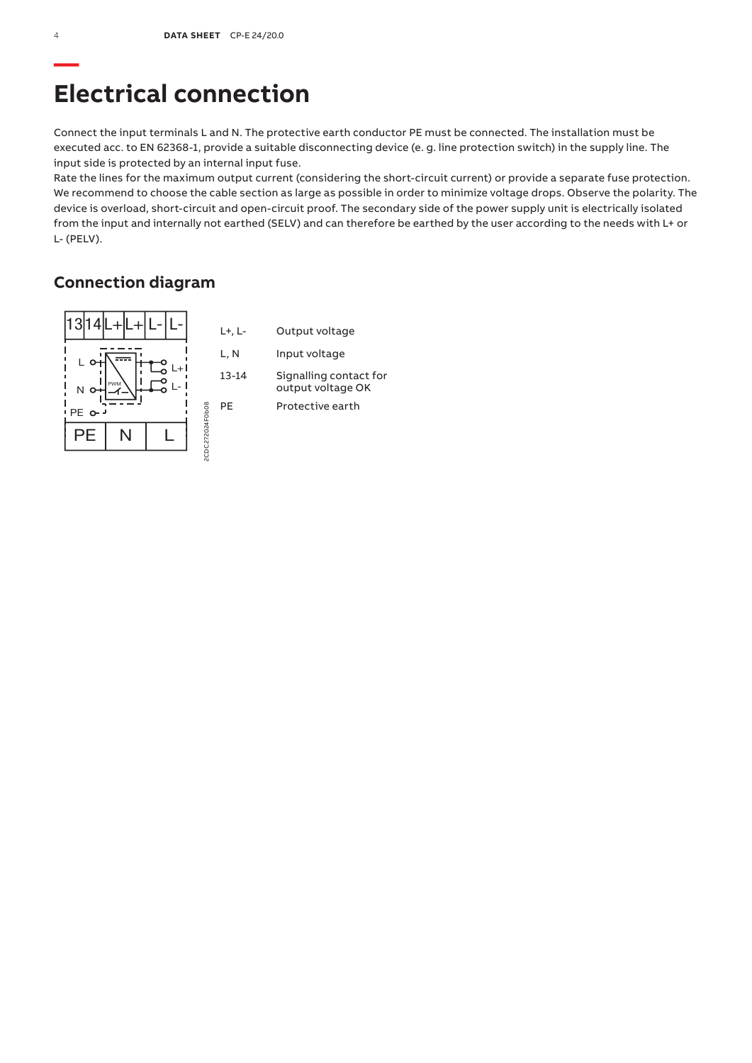# Electrical connection

Connect the input terminals L and N. The protective earth conductor PE must be connected. The installation must be executed acc. to EN 62368-1, provide a suitable disconnecting device (e. g. line protection switch) in the supply line. The input side is protected by an internal input fuse.
Rate the lines for the maximum output current (considering the short-circuit current) or provide a separate fuse protection. We recommend to choose the cable section as large as possible in order to minimize voltage drops. Observe the polarity. The device is overload, short-circuit and open-circuit proof. The secondary side of the power supply unit is electrically isolated from the input and internally not earthed (SELV) and can therefore be earthed by the user according to the needs with L+ or L- (PELV).

## Connection diagram

| | |
|---|---|
| L+, L- | Output voltage |
| L, N | Input voltage |
| 13-14 | Signalling contact for output voltage OK |
| PE | Protective earth |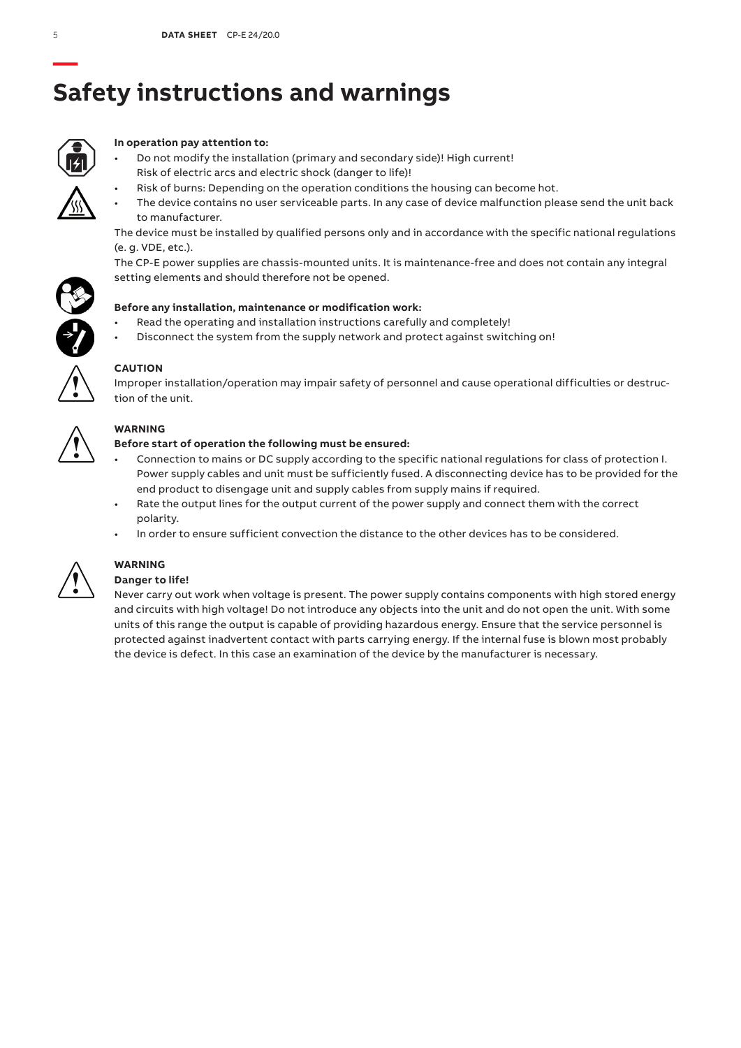# Safety instructions and warnings

**In operation pay attention to:**

- Do not modify the installation (primary and secondary side)! High current! Risk of electric arcs and electric shock (danger to life)!
- Risk of burns: Depending on the operation conditions the housing can become hot.
- The device contains no user serviceable parts. In any case of device malfunction please send the unit back to manufacturer.

The device must be installed by qualified persons only and in accordance with the specific national regulations (e. g. VDE, etc.).

The CP-E power supplies are chassis-mounted units. It is maintenance-free and does not contain any integral setting elements and should therefore not be opened.

**Before any installation, maintenance or modification work:**

- Read the operating and installation instructions carefully and completely!
- Disconnect the system from the supply network and protect against switching on!

**CAUTION**

Improper installation/operation may impair safety of personnel and cause operational difficulties or destruction of the unit.

**WARNING**

**Before start of operation the following must be ensured:**

- Connection to mains or DC supply according to the specific national regulations for class of protection I. Power supply cables and unit must be sufficiently fused. A disconnecting device has to be provided for the end product to disengage unit and supply cables from supply mains if required.
- Rate the output lines for the output current of the power supply and connect them with the correct polarity.
- In order to ensure sufficient convection the distance to the other devices has to be considered.

**WARNING**

**Danger to life!**

Never carry out work when voltage is present. The power supply contains components with high stored energy and circuits with high voltage! Do not introduce any objects into the unit and do not open the unit. With some units of this range the output is capable of providing hazardous energy. Ensure that the service personnel is protected against inadvertent contact with parts carrying energy. If the internal fuse is blown most probably the device is defect. In this case an examination of the device by the manufacturer is necessary.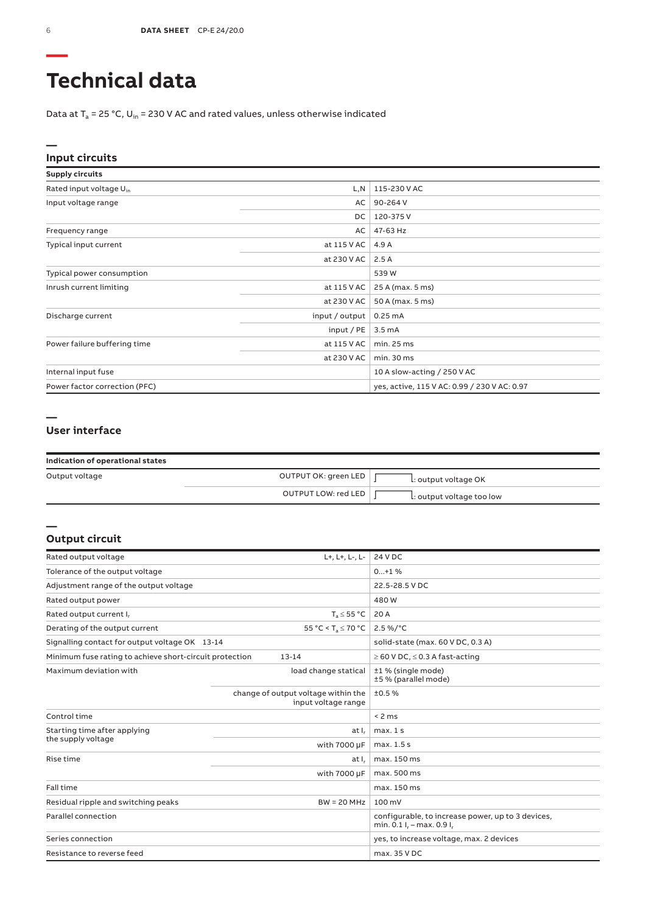# Technical data

Data at $T_a$ = 25 °C, $U_{in}$ = 230 V AC and rated values, unless otherwise indicated

## Input circuits

| Supply circuits | | |
|---|---|---|
| Rated input voltage $U_{in}$ | L,N | 115-230 V AC |
| Input voltage range | AC | 90-264 V |
| | DC | 120-375 V |
| Frequency range | AC | 47-63 Hz |
| Typical input current | at 115 V AC | 4.9 A |
| | at 230 V AC | 2.5 A |
| Typical power consumption | | 539 W |
| Inrush current limiting | at 115 V AC | 25 A (max. 5 ms) |
| | at 230 V AC | 50 A (max. 5 ms) |
| Discharge current | input / output | 0.25 mA |
| | input / PE | 3.5 mA |
| Power failure buffering time | at 115 V AC | min. 25 ms |
| | at 230 V AC | min. 30 ms |
| Internal input fuse | | 10 A slow-acting / 250 V AC |
| Power factor correction (PFC) | | yes, active, 115 V AC: 0.99 / 230 V AC: 0.97 |

## User interface

| Indication of operational states | | |
|---|---|---|
| Output voltage | OUTPUT OK: green LED | : output voltage OK |
| | OUTPUT LOW: red LED | : output voltage too low |

## Output circuit

| | | |
|---|---|---|
| Rated output voltage | L+, L+, L-, L- | 24 V DC |
| Tolerance of the output voltage | | 0...+1 % |
| Adjustment range of the output voltage | | 22.5-28.5 V DC |
| Rated output power | | 480 W |
| Rated output current $I_r$ | $T_a \leq 55$ °C | 20 A |
| Derating of the output current | 55 °C < $T_a \leq 70$ °C | 2.5 %/°C |
| Signalling contact for output voltage OK 13-14 | | solid-state (max. 60 V DC, 0.3 A) |
| Minimum fuse rating to achieve short-circuit protection | 13-14 | ≥ 60 V DC, ≤ 0.3 A fast-acting |
| Maximum deviation with | load change statical | ±1 % (single mode)<br>±5 % (parallel mode) |
| | change of output voltage within the input voltage range | ±0.5 % |
| Control time | | < 2 ms |
| Starting time after applying the supply voltage | at $I_r$ | max. 1 s |
| | with 7000 µF | max. 1.5 s |
| Rise time | at $I_r$ | max. 150 ms |
| | with 7000 µF | max. 500 ms |
| Fall time | | max. 150 ms |
| Residual ripple and switching peaks | BW = 20 MHz | 100 mV |
| Parallel connection | | configurable, to increase power, up to 3 devices, min. 0.1 $I_r$ – max. 0.9 $I_r$ |
| Series connection | | yes, to increase voltage, max. 2 devices |
| Resistance to reverse feed | | max. 35 V DC |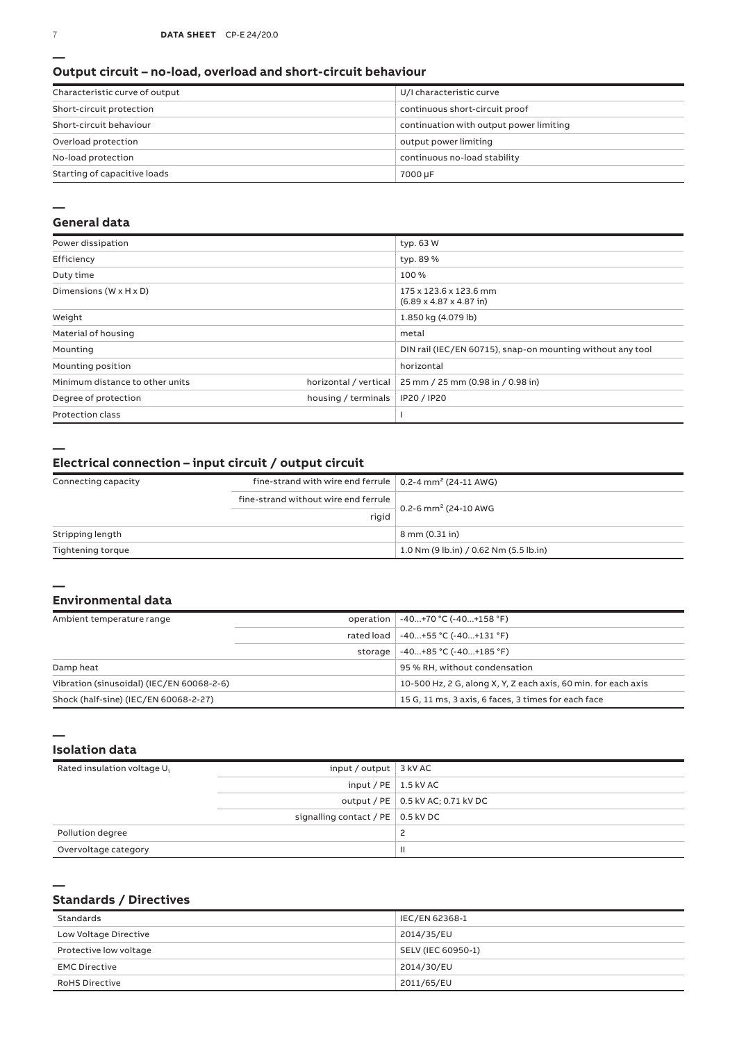## Output circuit – no-load, overload and short-circuit behaviour

| | |
|---|---|
| Characteristic curve of output | U/I characteristic curve |
| Short-circuit protection | continuous short-circuit proof |
| Short-circuit behaviour | continuation with output power limiting |
| Overload protection | output power limiting |
| No-load protection | continuous no-load stability |
| Starting of capacitive loads | 7000 µF |

## General data

| | | |
|---|---|---|
| Power dissipation | | typ. 63 W |
| Efficiency | | typ. 89 % |
| Duty time | | 100 % |
| Dimensions (W x H x D) | | 175 x 123.6 x 123.6 mm (6.89 x 4.87 x 4.87 in) |
| Weight | | 1.850 kg (4.079 lb) |
| Material of housing | | metal |
| Mounting | | DIN rail (IEC/EN 60715), snap-on mounting without any tool |
| Mounting position | | horizontal |
| Minimum distance to other units | horizontal / vertical | 25 mm / 25 mm (0.98 in / 0.98 in) |
| Degree of protection | housing / terminals | IP20 / IP20 |
| Protection class | | I |

## Electrical connection – input circuit / output circuit

| | | |
|---|---|---|
| Connecting capacity | fine-strand with wire end ferrule | 0.2-4 mm² (24-11 AWG) |
| | fine-strand without wire end ferrule | 0.2-6 mm² (24-10 AWG |
| | rigid | |
| Stripping length | | 8 mm (0.31 in) |
| Tightening torque | | 1.0 Nm (9 lb.in) / 0.62 Nm (5.5 lb.in) |

## Environmental data

| | | |
|---|---|---|
| Ambient temperature range | operation | -40...+70 °C (-40...+158 °F) |
| | rated load | -40...+55 °C (-40...+131 °F) |
| | storage | -40...+85 °C (-40...+185 °F) |
| Damp heat | | 95 % RH, without condensation |
| Vibration (sinusoidal) (IEC/EN 60068-2-6) | | 10-500 Hz, 2 G, along X, Y, Z each axis, 60 min. for each axis |
| Shock (half-sine) (IEC/EN 60068-2-27) | | 15 G, 11 ms, 3 axis, 6 faces, 3 times for each face |

## Isolation data

| | | |
|---|---|---|
| Rated insulation voltage $U_i$ | input / output | 3 kV AC |
| | input / PE | 1.5 kV AC |
| | output / PE | 0.5 kV AC; 0.71 kV DC |
| | signalling contact / PE | 0.5 kV DC |
| Pollution degree | | 2 |
| Overvoltage category | | II |

## Standards / Directives

| | |
|---|---|
| Standards | IEC/EN 62368-1 |
| Low Voltage Directive | 2014/35/EU |
| Protective low voltage | SELV (IEC 60950-1) |
| EMC Directive | 2014/30/EU |
| RoHS Directive | 2011/65/EU |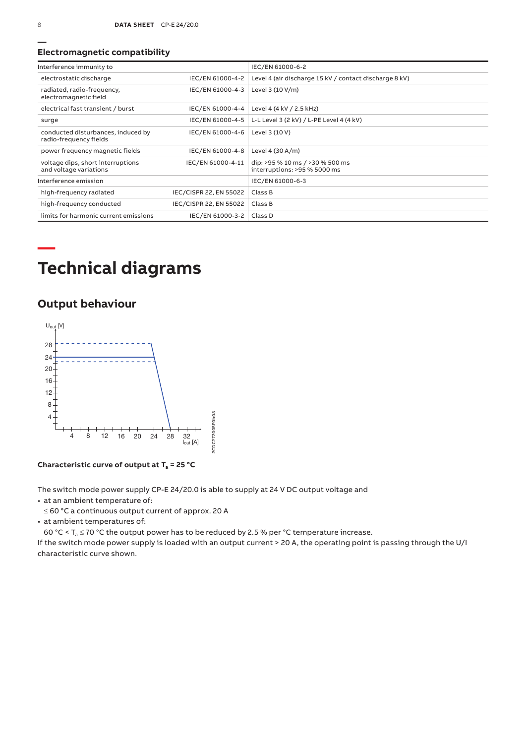## Electromagnetic compatibility

| Interference immunity to | | IEC/EN 61000-6-2 |
|---|---|---|
| electrostatic discharge | IEC/EN 61000-4-2 | Level 4 (air discharge 15 kV / contact discharge 8 kV) |
| radiated, radio-frequency, electromagnetic field | IEC/EN 61000-4-3 | Level 3 (10 V/m) |
| electrical fast transient / burst | IEC/EN 61000-4-4 | Level 4 (4 kV / 2.5 kHz) |
| surge | IEC/EN 61000-4-5 | L-L Level 3 (2 kV) / L-PE Level 4 (4 kV) |
| conducted disturbances, induced by radio-frequency fields | IEC/EN 61000-4-6 | Level 3 (10 V) |
| power frequency magnetic fields | IEC/EN 61000-4-8 | Level 4 (30 A/m) |
| voltage dips, short interruptions and voltage variations | IEC/EN 61000-4-11 | dip: >95 % 10 ms / >30 % 500 ms<br>interruptions: >95 % 5000 ms |
| Interference emission | | IEC/EN 61000-6-3 |
| high-frequency radiated | IEC/CISPR 22, EN 55022 | Class B |
| high-frequency conducted | IEC/CISPR 22, EN 55022 | Class B |
| limits for harmonic current emissions | IEC/EN 61000-3-2 | Class D |

# Technical diagrams

## Output behaviour

**Characteristic curve of output at $T_a$ = 25 °C**

The switch mode power supply CP-E 24/20.0 is able to supply at 24 V DC output voltage and

- at an ambient temperature of:
  ≤ 60 °C a continuous output current of approx. 20 A
- at ambient temperatures of:
  60 °C < $T_a$ ≤ 70 °C the output power has to be reduced by 2.5 % per °C temperature increase.

If the switch mode power supply is loaded with an output current > 20 A, the operating point is passing through the U/I characteristic curve shown.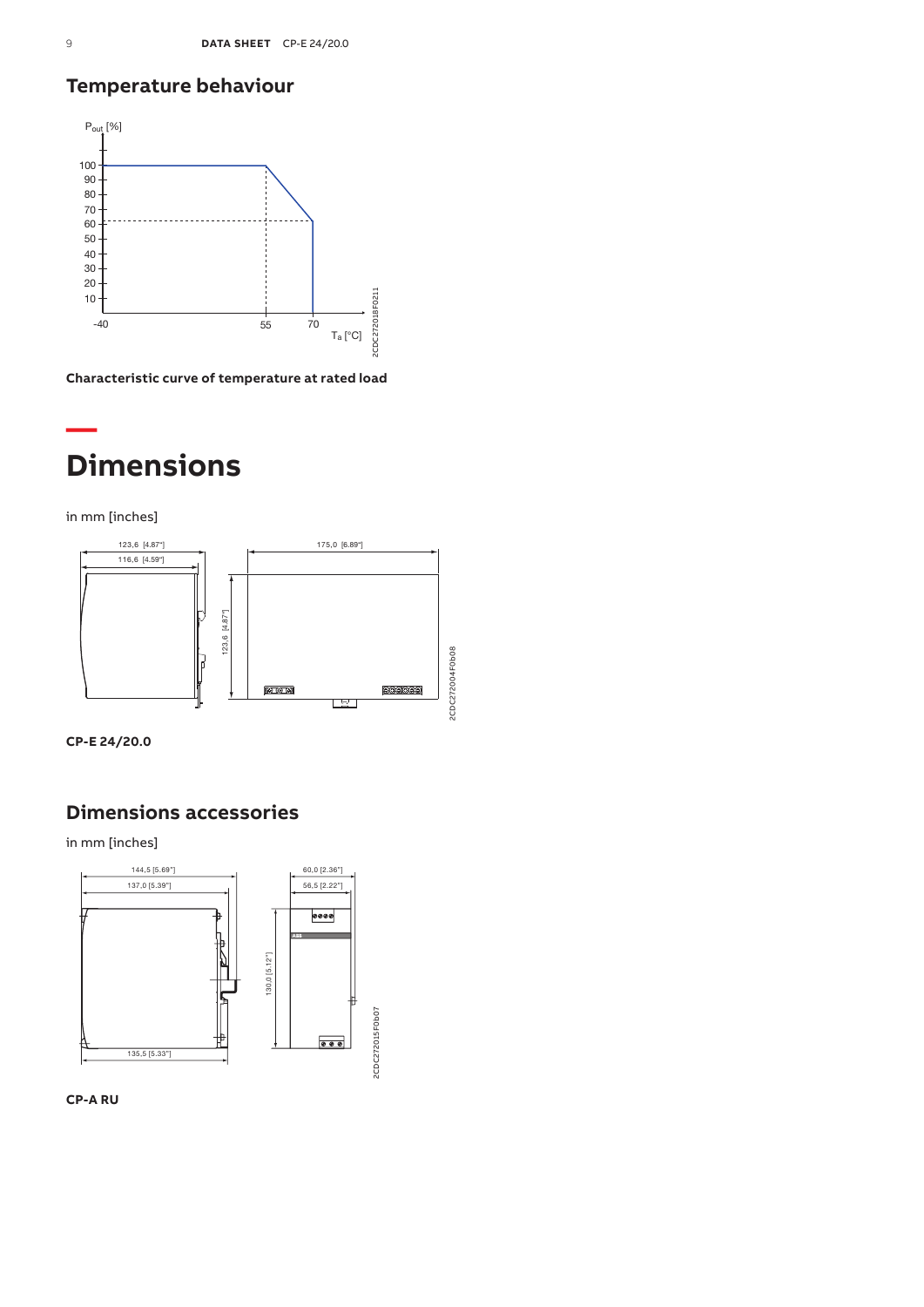## Temperature behaviour

Characteristic curve of temperature at rated load

# Dimensions

in mm [inches]

CP-E 24/20.0

## Dimensions accessories

in mm [inches]

CP-A RU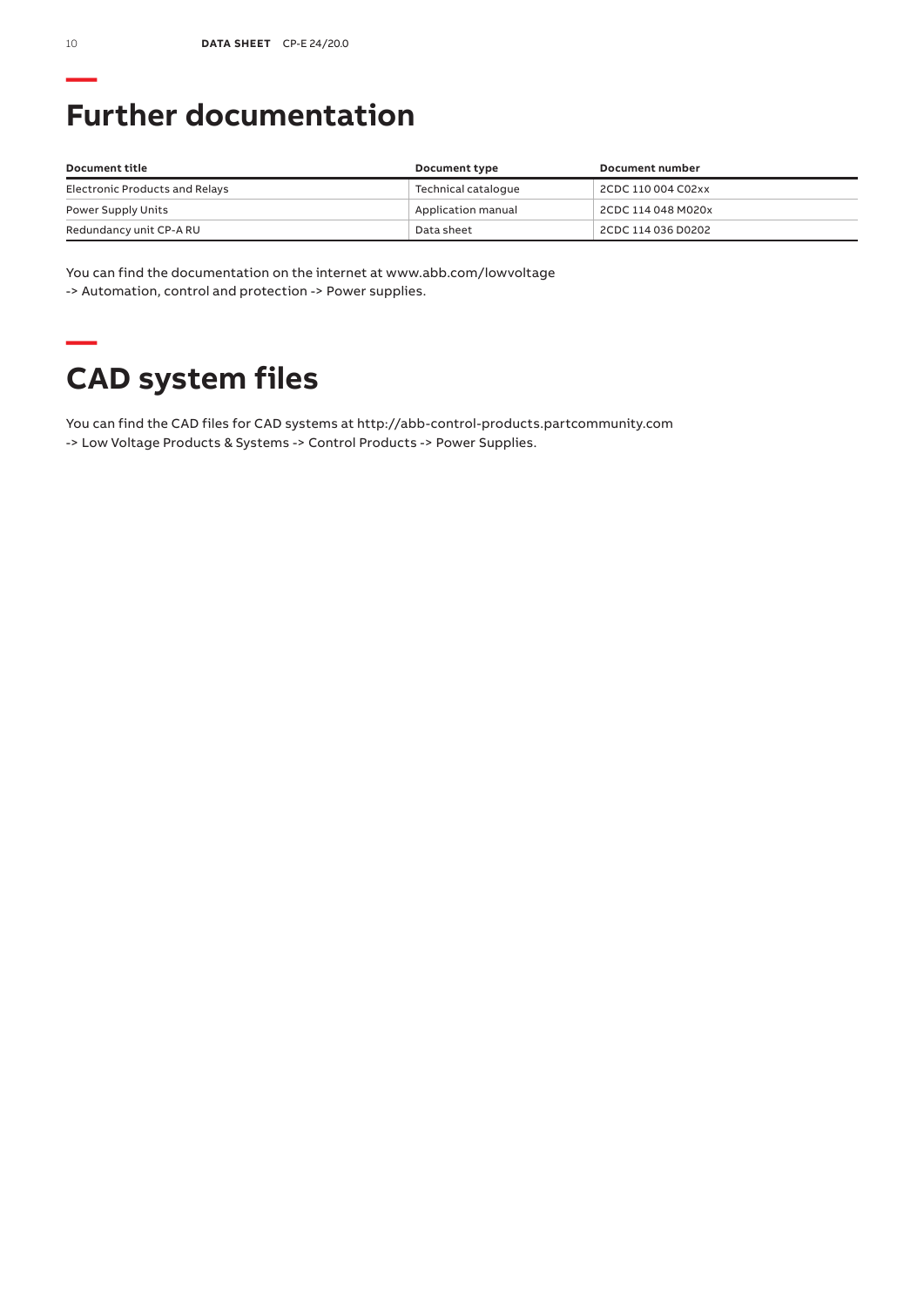# Further documentation

| Document title | Document type | Document number |
|---|---|---|
| Electronic Products and Relays | Technical catalogue | 2CDC 110 004 C02xx |
| Power Supply Units | Application manual | 2CDC 114 048 M020x |
| Redundancy unit CP-A RU | Data sheet | 2CDC 114 036 D0202 |

You can find the documentation on the internet at www.abb.com/lowvoltage
-> Automation, control and protection -> Power supplies.

# CAD system files

You can find the CAD files for CAD systems at http://abb-control-products.partcommunity.com
-> Low Voltage Products & Systems -> Control Products -> Power Supplies.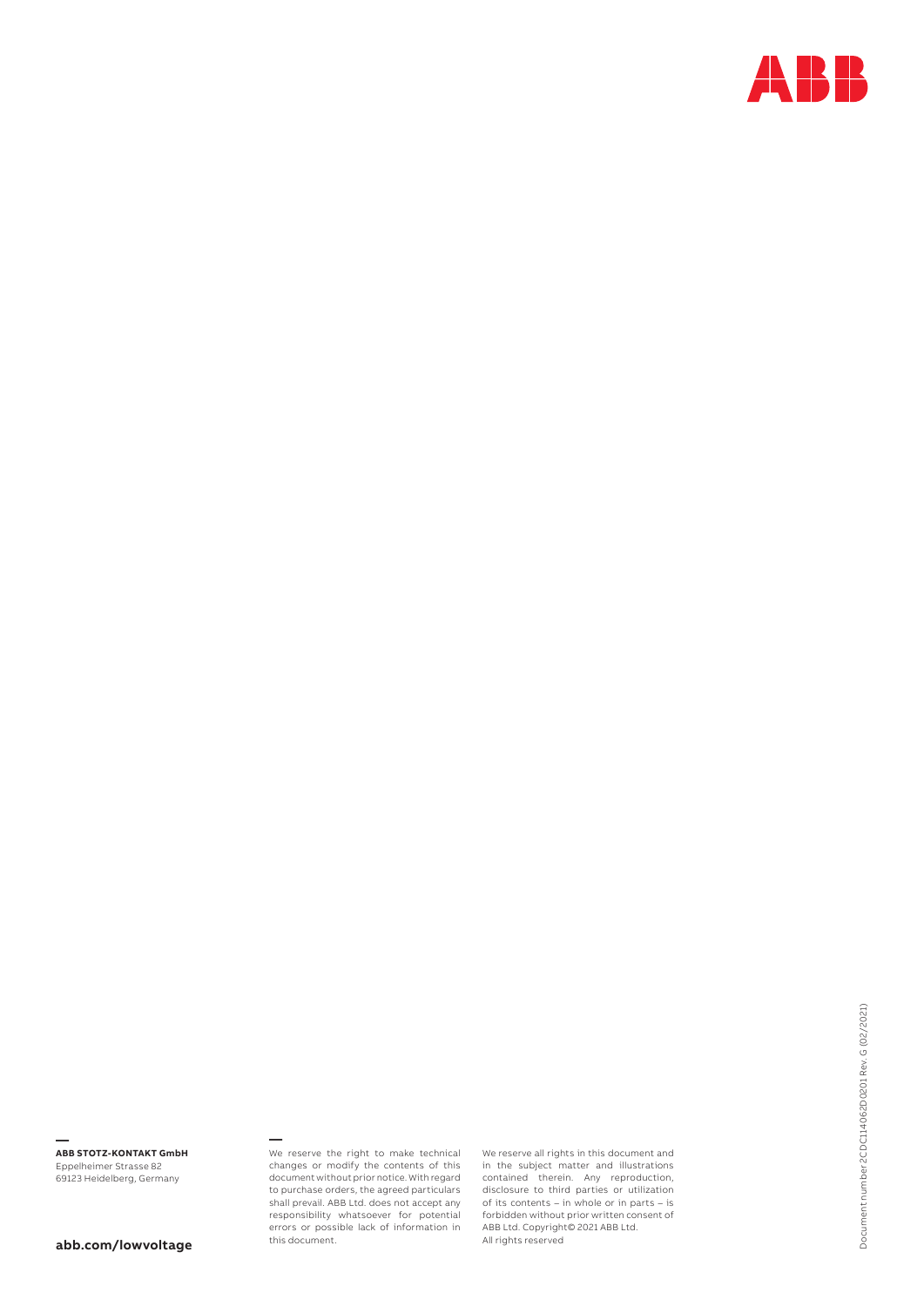**ABB STOTZ-KONTAKT GmbH**
Eppelheimer Strasse 82
69123 Heidelberg, Germany

**abb.com/lowvoltage**

We reserve the right to make technical changes or modify the contents of this document without prior notice. With regard to purchase orders, the agreed particulars shall prevail. ABB Ltd. does not accept any responsibility whatsoever for potential errors or possible lack of information in this document.

We reserve all rights in this document and in the subject matter and illustrations contained therein. Any reproduction, disclosure to third parties or utilization of its contents – in whole or in parts – is forbidden without prior written consent of ABB Ltd. Copyright© 2021 ABB Ltd.
All rights reserved

Document number 2CDC114062D0201 Rev. G (02/2021)